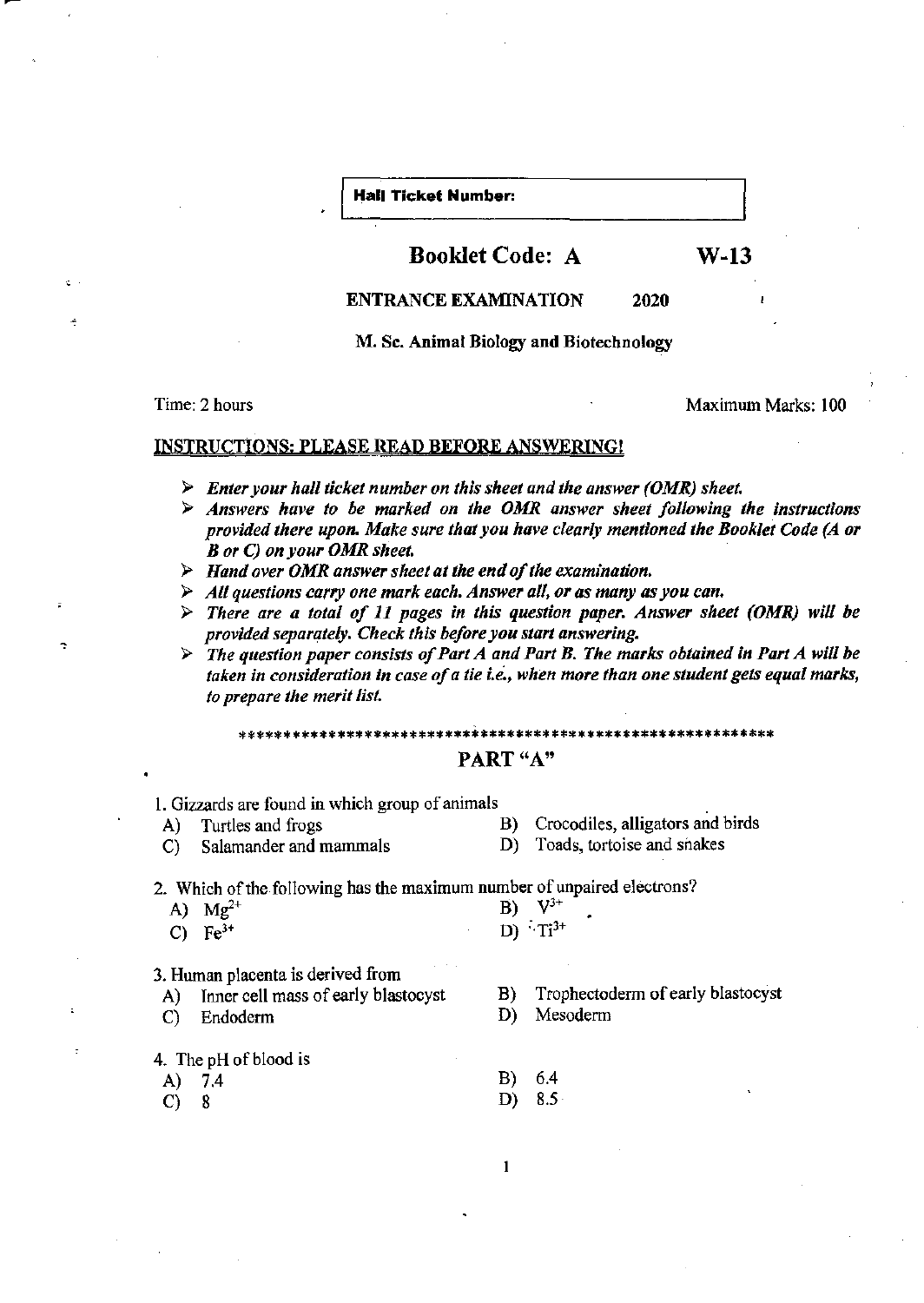**Hall Ticket Number:**

## Booklet Code: A W-13

**ENTRANCE EXAMINATION 2020**

**M. Sc. Animal Biology and Biotechnology**

Time: 2 hours Maximum Marks: 100

**INSTRUCTIONS: PLEASE READ BEFORE ANSWERING!**

- ***Enter your hall ticket number on this sheet and the answer (OMR) sheet.***
- ***Answers have to be marked on the OMR answer sheet following the instructions provided there upon. Make sure that you have clearly mentioned the Booklet Code (A or B or C) on your OMR sheet.***
- ***Hand over OMR answer sheet at the end of the examination.***
- ***All questions carry one mark each. Answer all, or as many as you can.***
- ***There are a total of 11 pages in this question paper. Answer sheet (OMR) will be provided separately. Check this before you start answering.***
- ***The question paper consists of Part A and Part B. The marks obtained in Part A will be taken in consideration in case of a tie i.e., when more than one student gets equal marks, to prepare the merit list.***

\*\*\*\*\*\*\*\*\*\*\*\*\*\*\*\*\*\*\*\*\*\*\*\*\*\*\*\*\*\*\*\*\*\*\*\*\*\*\*\*\*\*\*\*\*\*\*\*\*\*\*\*\*\*\*\*\*\*\*\*\*\*

## PART "A"

1. Gizzards are found in which group of animals
   - A) Turtles and frogs
   - B) Crocodiles, alligators and birds
   - C) Salamander and mammals
   - D) Toads, tortoise and snakes

2. Which of the following has the maximum number of unpaired electrons?
   - A) $Mg^{2+}$
   - B) $V^{3+}$
   - C) $Fe^{3+}$
   - D) $Ti^{3+}$

3. Human placenta is derived from
   - A) Inner cell mass of early blastocyst
   - B) Trophectoderm of early blastocyst
   - C) Endoderm
   - D) Mesoderm

4. The pH of blood is
   - A) 7.4
   - B) 6.4
   - C) 8
   - D) 8.5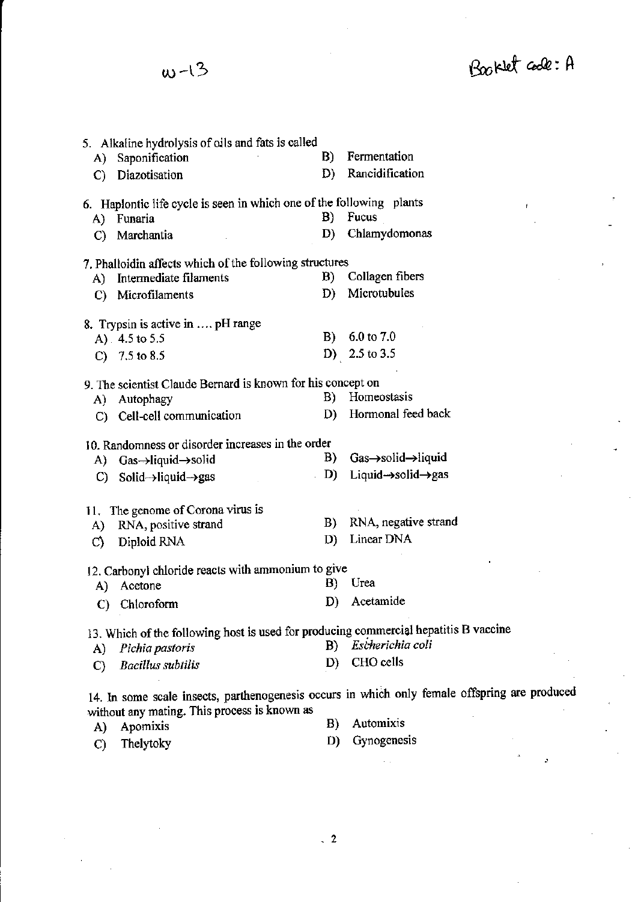w-13

Booklet code: A

5. Alkaline hydrolysis of oils and fats is called
   A) Saponification
   B) Fermentation
   C) Diazotisation
   D) Rancidification

6. Haplontic life cycle is seen in which one of the following plants
   A) Funaria
   B) Fucus
   C) Marchantia
   D) Chlamydomonas

7. Phalloidin affects which of the following structures
   A) Intermediate filaments
   B) Collagen fibers
   C) Microfilaments
   D) Microtubules

8. Trypsin is active in .... pH range
   A) 4.5 to 5.5
   B) 6.0 to 7.0
   C) 7.5 to 8.5
   D) 2.5 to 3.5

9. The scientist Claude Bernard is known for his concept on
   A) Autophagy
   B) Homeostasis
   C) Cell-cell communication
   D) Hormonal feed back

10. Randomness or disorder increases in the order
   A) Gas→liquid→solid
   B) Gas→solid→liquid
   C) Solid→liquid→gas
   D) Liquid→solid→gas

11. The genome of Corona virus is
   A) RNA, positive strand
   B) RNA, negative strand
   C) Diploid RNA
   D) Linear DNA

12. Carbonyl chloride reacts with ammonium to give
   A) Acetone
   B) Urea
   C) Chloroform
   D) Acetamide

13. Which of the following host is used for producing commercial hepatitis B vaccine
   A) *Pichia pastoris*
   B) *Escherichia coli*
   C) *Bacillus subtilis*
   D) CHO cells

14. In some scale insects, parthenogenesis occurs in which only female offspring are produced without any mating. This process is known as
   A) Apomixis
   B) Automixis
   C) Thelytoky
   D) Gynogenesis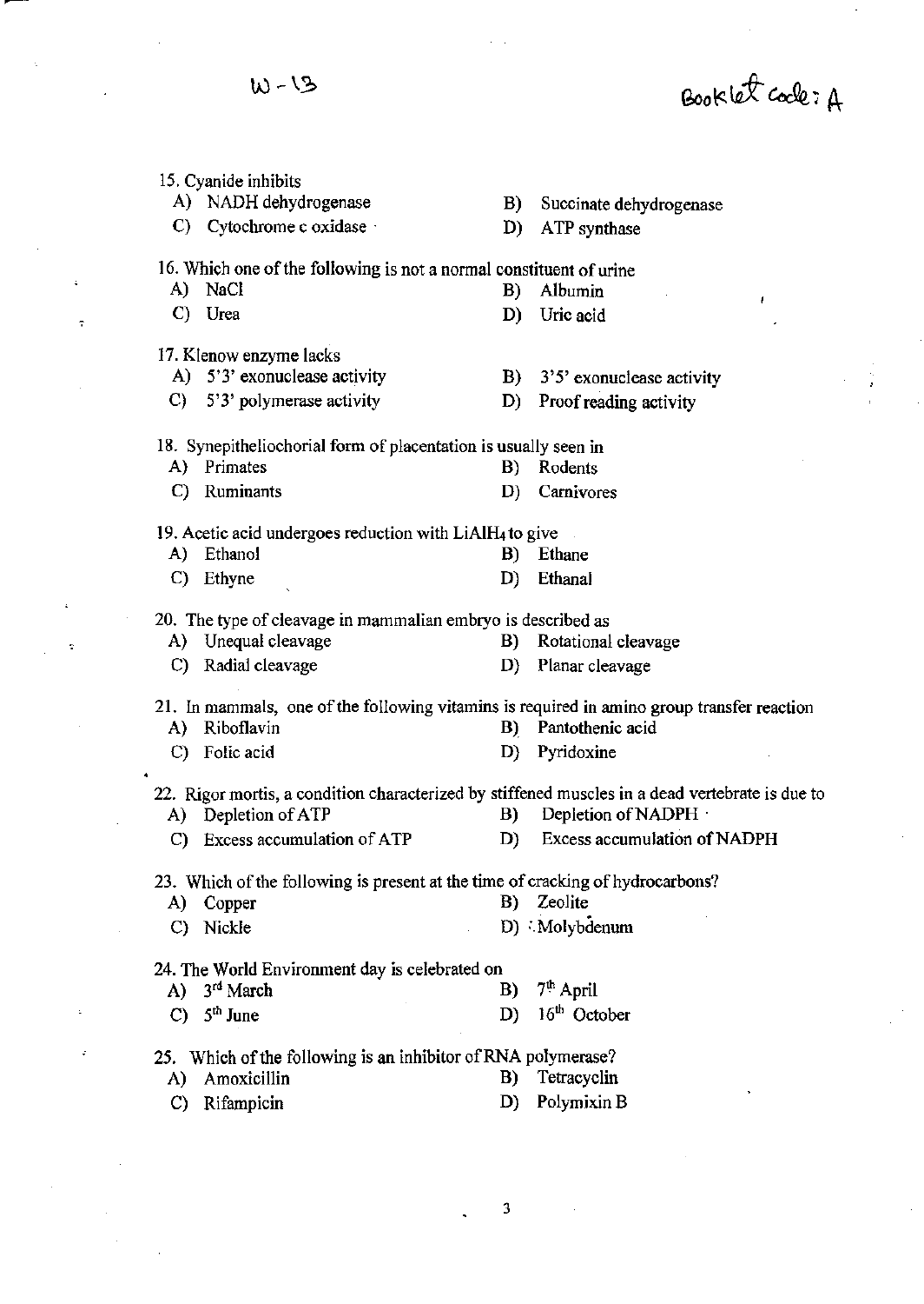15. Cyanide inhibits

A) NADH dehydrogenase
B) Succinate dehydrogenase
C) Cytochrome c oxidase
D) ATP synthase

16. Which one of the following is not a normal constituent of urine

A) NaCl
B) Albumin
C) Urea
D) Uric acid

17. Klenow enzyme lacks

A) 5'3' exonuclease activity
B) 3'5' exonuclease activity
C) 5'3' polymerase activity
D) Proof reading activity

18. Synepitheliochorial form of placentation is usually seen in

A) Primates
B) Rodents
C) Ruminants
D) Carnivores

19. Acetic acid undergoes reduction with $LiAlH_4$ to give

A) Ethanol
B) Ethane
C) Ethyne
D) Ethanal

20. The type of cleavage in mammalian embryo is described as

A) Unequal cleavage
B) Rotational cleavage
C) Radial cleavage
D) Planar cleavage

21. In mammals, one of the following vitamins is required in amino group transfer reaction

A) Riboflavin
B) Pantothenic acid
C) Folic acid
D) Pyridoxine

22. Rigor mortis, a condition characterized by stiffened muscles in a dead vertebrate is due to

A) Depletion of ATP
B) Depletion of NADPH
C) Excess accumulation of ATP
D) Excess accumulation of NADPH

23. Which of the following is present at the time of cracking of hydrocarbons?

A) Copper
B) Zeolite
C) Nickle
D) Molybdenum

24. The World Environment day is celebrated on

A) 3rd March
B) 7th April
C) 5th June
D) 16th October

25. Which of the following is an inhibitor of RNA polymerase?

A) Amoxicillin
B) Tetracyclin
C) Rifampicin
D) Polymixin B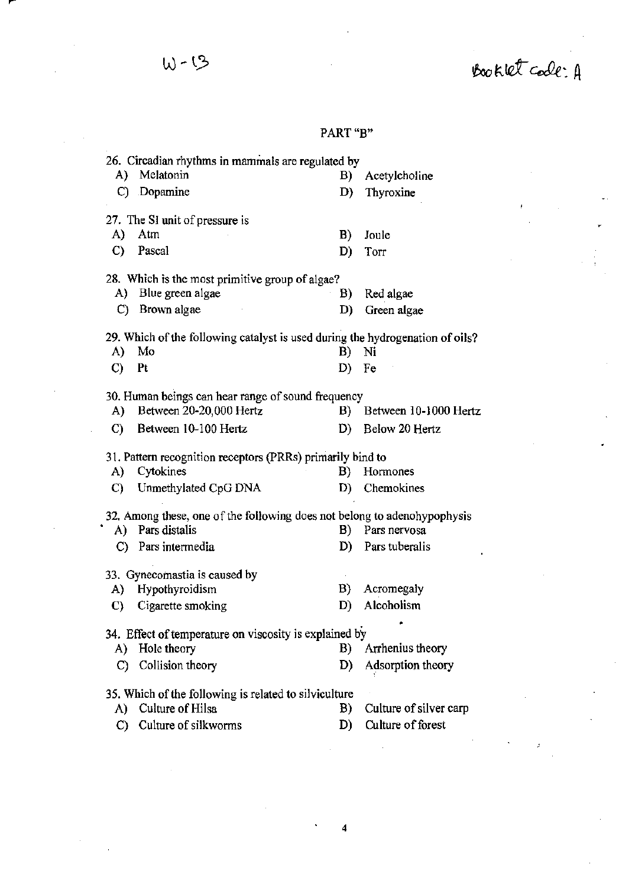W-13

Booklet code: A

## PART "B"

26. Circadian rhythms in mammals are regulated by
   - A) Melatonin
   - B) Acetylcholine
   - C) Dopamine
   - D) Thyroxine

27. The SI unit of pressure is
   - A) Atm
   - B) Joule
   - C) Pascal
   - D) Torr

28. Which is the most primitive group of algae?
   - A) Blue green algae
   - B) Red algae
   - C) Brown algae
   - D) Green algae

29. Which of the following catalyst is used during the hydrogenation of oils?
   - A) Mo
   - B) Ni
   - C) Pt
   - D) Fe

30. Human beings can hear range of sound frequency
   - A) Between 20-20,000 Hertz
   - B) Between 10-1000 Hertz
   - C) Between 10-100 Hertz
   - D) Below 20 Hertz

31. Pattern recognition receptors (PRRs) primarily bind to
   - A) Cytokines
   - B) Hormones
   - C) Unmethylated CpG DNA
   - D) Chemokines

32. Among these, one of the following does not belong to adenohypophysis
   - A) Pars distalis
   - B) Pars nervosa
   - C) Pars intermedia
   - D) Pars tuberalis

33. Gynecomastia is caused by
   - A) Hypothyroidism
   - B) Acromegaly
   - C) Cigarette smoking
   - D) Alcoholism

34. Effect of temperature on viscosity is explained by
   - A) Hole theory
   - B) Arrhenius theory
   - C) Collision theory
   - D) Adsorption theory

35. Which of the following is related to silviculture
   - A) Culture of Hilsa
   - B) Culture of silver carp
   - C) Culture of silkworms
   - D) Culture of forest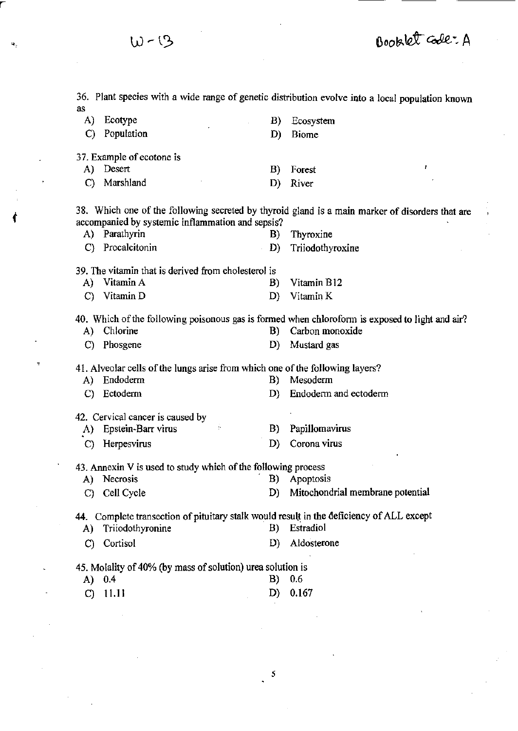36. Plant species with a wide range of genetic distribution evolve into a local population known as

A) Ecotype
B) Ecosystem
C) Population
D) Biome

37. Example of ecotone is

A) Desert
B) Forest
C) Marshland
D) River

38. Which one of the following secreted by thyroid gland is a main marker of disorders that are accompanied by systemic inflammation and sepsis?

A) Parathyrin
B) Thyroxine
C) Procalcitonin
D) Triiodothyroxine

39. The vitamin that is derived from cholesterol is

A) Vitamin A
B) Vitamin B12
C) Vitamin D
D) Vitamin K

40. Which of the following poisonous gas is formed when chloroform is exposed to light and air?

A) Chlorine
B) Carbon monoxide
C) Phosgene
D) Mustard gas

41. Alveolar cells of the lungs arise from which one of the following layers?

A) Endoderm
B) Mesoderm
C) Ectoderm
D) Endoderm and ectoderm

42. Cervical cancer is caused by

A) Epstein-Barr virus
B) Papillomavirus
C) Herpesvirus
D) Corona virus

43. Annexin V is used to study which of the following process

A) Necrosis
B) Apoptosis
C) Cell Cycle
D) Mitochondrial membrane potential

44. Complete transection of pituitary stalk would result in the deficiency of ALL except

A) Triiodothyronine
B) Estradiol
C) Cortisol
D) Aldosterone

45. Molality of 40% (by mass of solution) urea solution is

A) 0.4
B) 0.6
C) 11.11
D) 0.167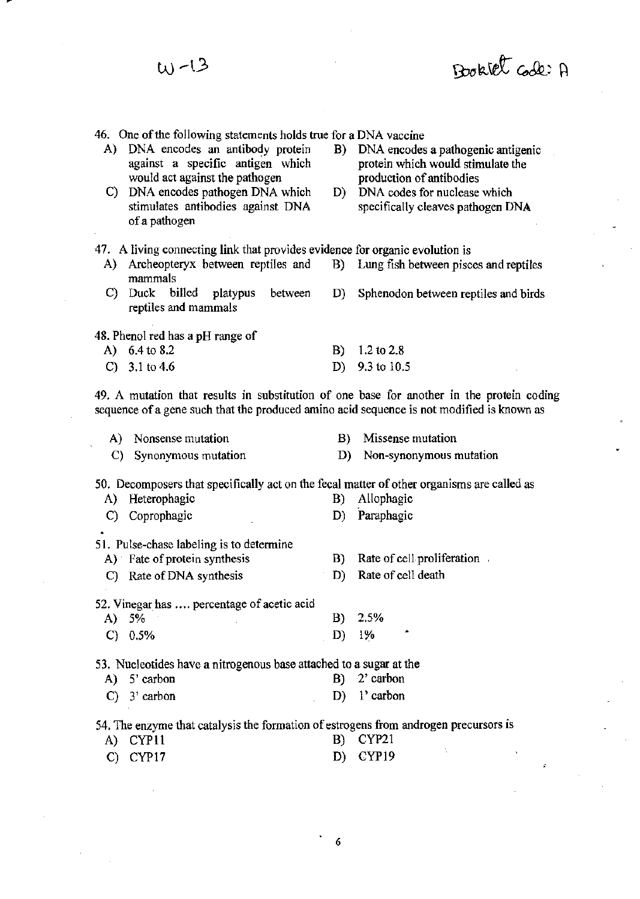W-13

Booklet code: A

46. One of the following statements holds true for a DNA vaccine
   - A) DNA encodes an antibody protein against a specific antigen which would act against the pathogen
   - B) DNA encodes a pathogenic antigenic protein which would stimulate the production of antibodies
   - C) DNA encodes pathogen DNA which stimulates antibodies against DNA of a pathogen
   - D) DNA codes for nuclease which specifically cleaves pathogen DNA

47. A living connecting link that provides evidence for organic evolution is
   - A) Archeopteryx between reptiles and mammals
   - B) Lung fish between pisces and reptiles
   - C) Duck billed platypus between reptiles and mammals
   - D) Sphenodon between reptiles and birds

48. Phenol red has a pH range of
   - A) 6.4 to 8.2
   - B) 1.2 to 2.8
   - C) 3.1 to 4.6
   - D) 9.3 to 10.5

49. A mutation that results in substitution of one base for another in the protein coding sequence of a gene such that the produced amino acid sequence is not modified is known as
   - A) Nonsense mutation
   - B) Missense mutation
   - C) Synonymous mutation
   - D) Non-synonymous mutation

50. Decomposers that specifically act on the fecal matter of other organisms are called as
   - A) Heterophagic
   - B) Allophagic
   - C) Coprophagic
   - D) Paraphagic

51. Pulse-chase labeling is to determine
   - A) Fate of protein synthesis
   - B) Rate of cell proliferation
   - C) Rate of DNA synthesis
   - D) Rate of cell death

52. Vinegar has .... percentage of acetic acid
   - A) 5%
   - B) 2.5%
   - C) 0.5%
   - D) 1%

53. Nucleotides have a nitrogenous base attached to a sugar at the
   - A) 5' carbon
   - B) 2' carbon
   - C) 3' carbon
   - D) 1' carbon

54. The enzyme that catalysis the formation of estrogens from androgen precursors is
   - A) CYP11
   - B) CYP21
   - C) CYP17
   - D) CYP19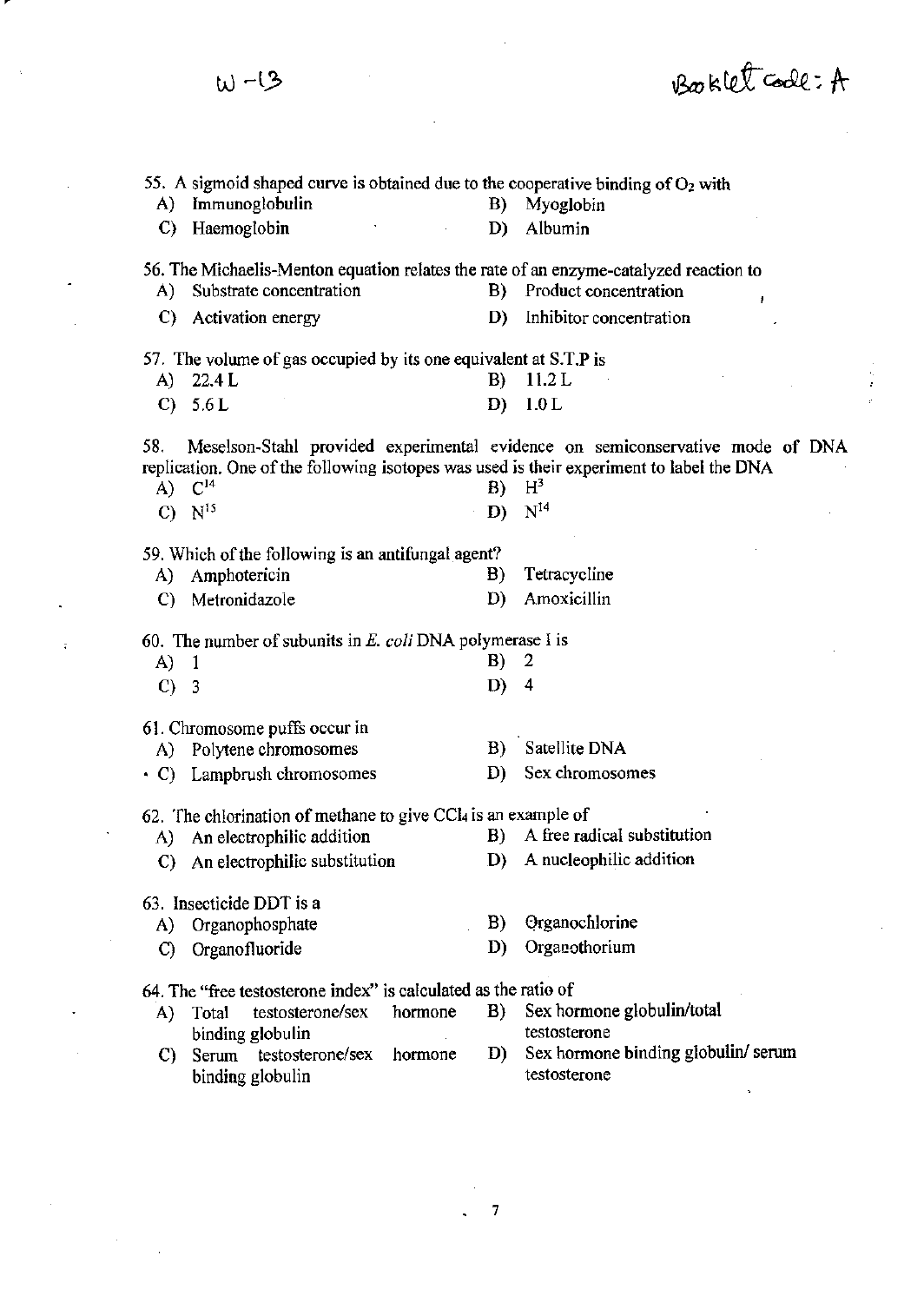55. A sigmoid shaped curve is obtained due to the cooperative binding of $O_2$ with

A) Immunoglobulin
B) Myoglobin
C) Haemoglobin
D) Albumin

56. The Michaelis-Menton equation relates the rate of an enzyme-catalyzed reaction to

A) Substrate concentration
B) Product concentration
C) Activation energy
D) Inhibitor concentration

57. The volume of gas occupied by its one equivalent at S.T.P is

A) 22.4 L
B) 11.2 L
C) 5.6 L
D) 1.0 L

58. Meselson-Stahl provided experimental evidence on semiconservative mode of DNA replication. One of the following isotopes was used is their experiment to label the DNA

A) $C^{14}$
B) $H^3$
C) $N^{15}$
D) $N^{14}$

59. Which of the following is an antifungal agent?

A) Amphotericin
B) Tetracycline
C) Metronidazole
D) Amoxicillin

60. The number of subunits in *E. coli* DNA polymerase I is

A) 1
B) 2
C) 3
D) 4

61. Chromosome puffs occur in

A) Polytene chromosomes
B) Satellite DNA
C) Lampbrush chromosomes
D) Sex chromosomes

62. The chlorination of methane to give $CCl_4$ is an example of

A) An electrophilic addition
B) A free radical substitution
C) An electrophilic substitution
D) A nucleophilic addition

63. Insecticide DDT is a

A) Organophosphate
B) Organochlorine
C) Organofluoride
D) Organothorium

64. The "free testosterone index" is calculated as the ratio of

A) Total testosterone/sex hormone binding globulin
B) Sex hormone globulin/total testosterone
C) Serum testosterone/sex hormone binding globulin
D) Sex hormone binding globulin/ serum testosterone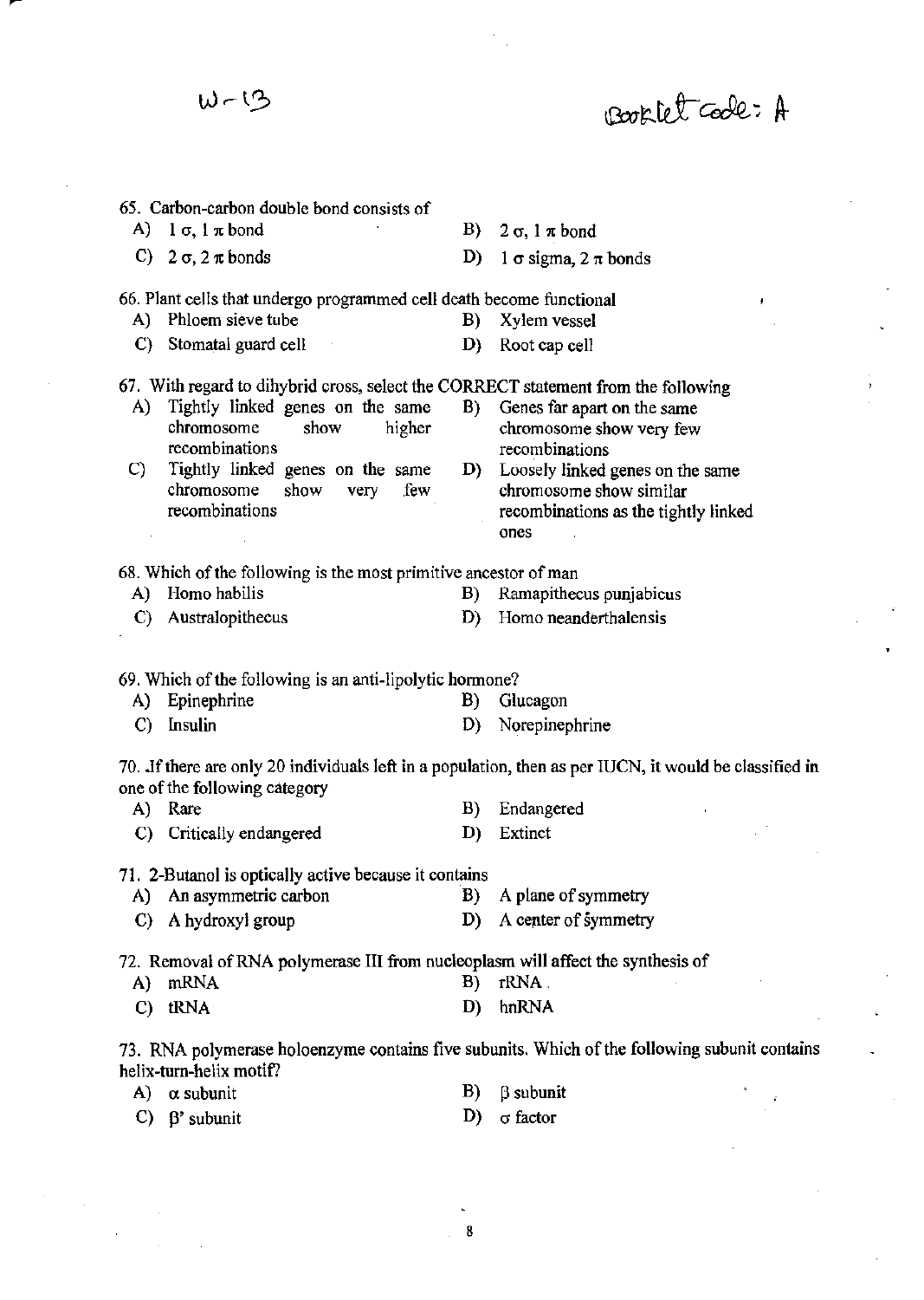W-13

Booklet Code: A

65. Carbon-carbon double bond consists of

A) 1 σ, 1 π bond
B) 2 σ, 1 π bond
C) 2 σ, 2 π bonds
D) 1 σ sigma, 2 π bonds

66. Plant cells that undergo programmed cell death become functional

A) Phloem sieve tube
B) Xylem vessel
C) Stomatal guard cell
D) Root cap cell

67. With regard to dihybrid cross, select the CORRECT statement from the following

A) Tightly linked genes on the same chromosome show higher recombinations
B) Genes far apart on the same chromosome show very few recombinations
C) Tightly linked genes on the same chromosome show very few recombinations
D) Loosely linked genes on the same chromosome show similar recombinations as the tightly linked ones

68. Which of the following is the most primitive ancestor of man

A) Homo habilis
B) Ramapithecus punjabicus
C) Australopithecus
D) Homo neanderthalensis

69. Which of the following is an anti-lipolytic hormone?

A) Epinephrine
B) Glucagon
C) Insulin
D) Norepinephrine

70. If there are only 20 individuals left in a population, then as per IUCN, it would be classified in one of the following category

A) Rare
B) Endangered
C) Critically endangered
D) Extinct

71. 2-Butanol is optically active because it contains

A) An asymmetric carbon
B) A plane of symmetry
C) A hydroxyl group
D) A center of symmetry

72. Removal of RNA polymerase III from nucleoplasm will affect the synthesis of

A) mRNA
B) rRNA
C) tRNA
D) hnRNA

73. RNA polymerase holoenzyme contains five subunits. Which of the following subunit contains helix-turn-helix motif?

A) α subunit
B) β subunit
C) β' subunit
D) σ factor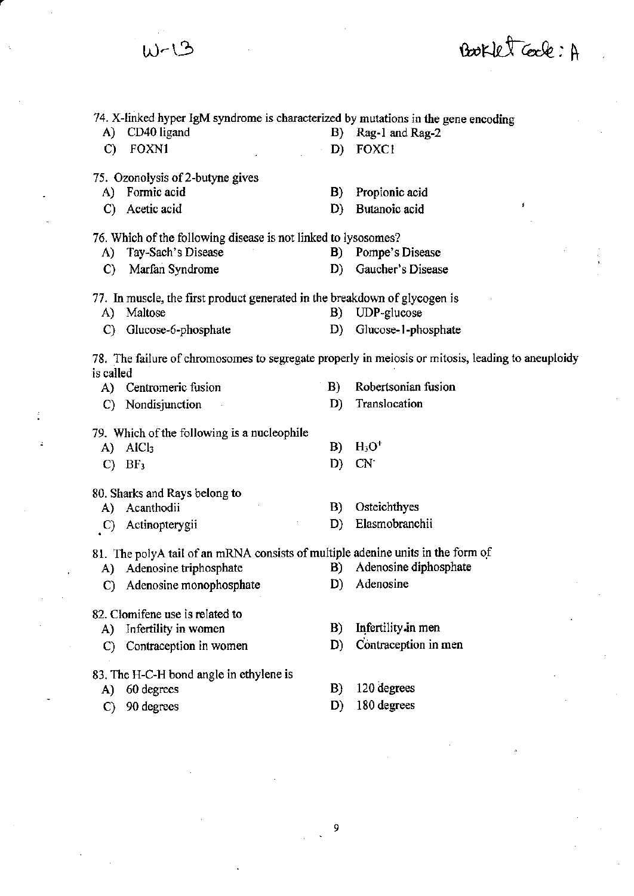74. X-linked hyper IgM syndrome is characterized by mutations in the gene encoding

A) CD40 ligand
B) Rag-1 and Rag-2
C) FOXN1
D) FOXC1

75. Ozonolysis of 2-butyne gives

A) Formic acid
B) Propionic acid
C) Acetic acid
D) Butanoic acid

76. Which of the following disease is not linked to lysosomes?

A) Tay-Sach's Disease
B) Pompe's Disease
C) Marfan Syndrome
D) Gaucher's Disease

77. In muscle, the first product generated in the breakdown of glycogen is

A) Maltose
B) UDP-glucose
C) Glucose-6-phosphate
D) Glucose-1-phosphate

78. The failure of chromosomes to segregate properly in meiosis or mitosis, leading to aneuploidy is called

A) Centromeric fusion
B) Robertsonian fusion
C) Nondisjunction
D) Translocation

79. Which of the following is a nucleophile

A) $AlCl_3$
B) $H_3O^+$
C) $BF_3$
D) $CN^-$

80. Sharks and Rays belong to

A) Acanthodii
B) Osteichthyes
C) Actinopterygii
D) Elasmobranchii

81. The polyA tail of an mRNA consists of multiple adenine units in the form of

A) Adenosine triphosphate
B) Adenosine diphosphate
C) Adenosine monophosphate
D) Adenosine

82. Clomifene use is related to

A) Infertility in women
B) Infertility in men
C) Contraception in women
D) Contraception in men

83. The H-C-H bond angle in ethylene is

A) 60 degrees
B) 120 degrees
C) 90 degrees
D) 180 degrees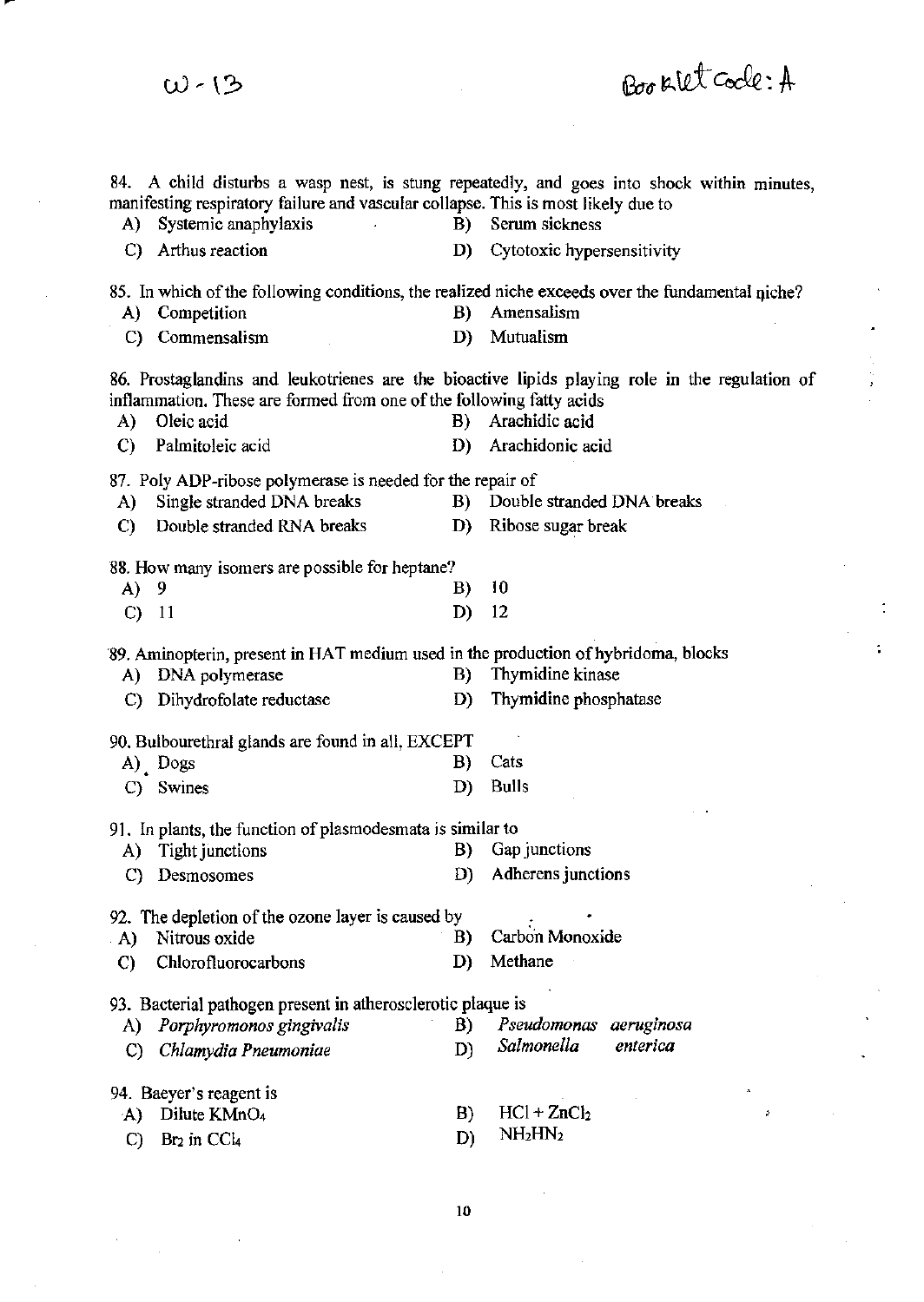W-13

Booklet Code: A

84. A child disturbs a wasp nest, is stung repeatedly, and goes into shock within minutes, manifesting respiratory failure and vascular collapse. This is most likely due to

A) Systemic anaphylaxis  B) Serum sickness
C) Arthus reaction  D) Cytotoxic hypersensitivity

85. In which of the following conditions, the realized niche exceeds over the fundamental niche?

A) Competition  B) Amensalism
C) Commensalism  D) Mutualism

86. Prostaglandins and leukotrienes are the bioactive lipids playing role in the regulation of inflammation. These are formed from one of the following fatty acids

A) Oleic acid  B) Arachidic acid
C) Palmitoleic acid  D) Arachidonic acid

87. Poly ADP-ribose polymerase is needed for the repair of

A) Single stranded DNA breaks  B) Double stranded DNA breaks
C) Double stranded RNA breaks  D) Ribose sugar break

88. How many isomers are possible for heptane?

A) 9  B) 10
C) 11  D) 12

89. Aminopterin, present in HAT medium used in the production of hybridoma, blocks

A) DNA polymerase  B) Thymidine kinase
C) Dihydrofolate reductase  D) Thymidine phosphatase

90. Bulbourethral glands are found in all, EXCEPT

A) Dogs  B) Cats
C) Swines  D) Bulls

91. In plants, the function of plasmodesmata is similar to

A) Tight junctions  B) Gap junctions
C) Desmosomes  D) Adherens junctions

92. The depletion of the ozone layer is caused by

A) Nitrous oxide  B) Carbon Monoxide
C) Chlorofluorocarbons  D) Methane

93. Bacterial pathogen present in atherosclerotic plaque is

A) *Porphyromonos gingivalis*  B) *Pseudomonas aeruginosa*
C) *Chlamydia Pneumoniae*  D) *Salmonella enterica*

94. Baeyer's reagent is

A) Dilute $KMnO_4$  B) $HCl + ZnCl_2$
C) $Br_2$ in $CCl_4$  D) $NH_2HN_2$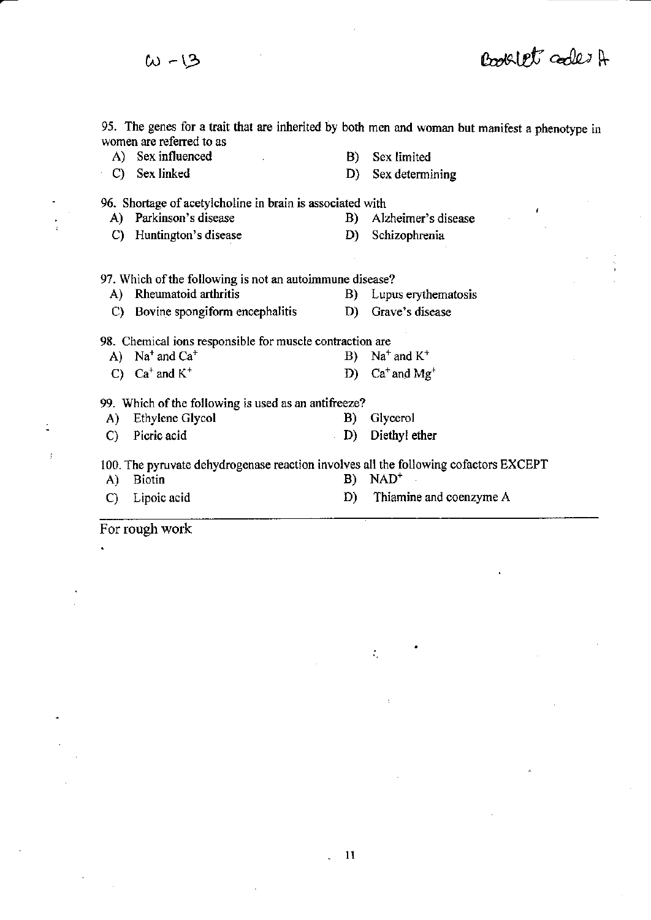W - 13

Booklet code: A

95. The genes for a trait that are inherited by both men and woman but manifest a phenotype in women are referred to as

A) Sex influenced
B) Sex limited
C) Sex linked
D) Sex determining

96. Shortage of acetylcholine in brain is associated with

A) Parkinson's disease
B) Alzheimer's disease
C) Huntington's disease
D) Schizophrenia

97. Which of the following is not an autoimmune disease?

A) Rheumatoid arthritis
B) Lupus erythematosis
C) Bovine spongiform encephalitis
D) Grave's disease

98. Chemical ions responsible for muscle contraction are

A) $Na^{+}$ and $Ca^{+}$
B) $Na^{+}$ and $K^{+}$
C) $Ca^{+}$ and $K^{+}$
D) $Ca^{+}$ and $Mg^{+}$

99. Which of the following is used as an antifreeze?

A) Ethylene Glycol
B) Glycerol
C) Picric acid
D) Diethyl ether

100. The pyruvate dehydrogenase reaction involves all the following cofactors EXCEPT

A) Biotin
B) $NAD^{+}$
C) Lipoic acid
D) Thiamine and coenzyme A

For rough work